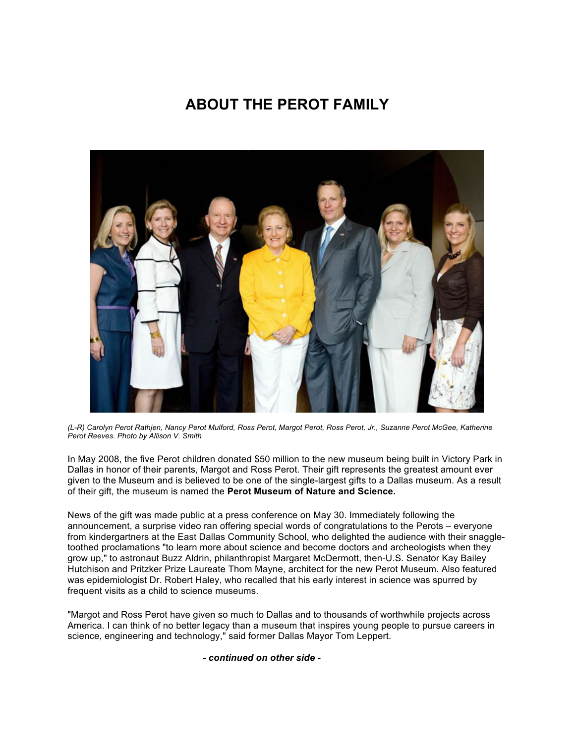# ABOUT THE PEROT FAMILY

*(L-R) Carolyn Perot Rathjen, Nancy Perot Mulford, Ross Perot, Margot Perot, Ross Perot, Jr., Suzanne Perot McGee, Katherine Perot Reeves. Photo by Allison V. Smith*

In May 2008, the five Perot children donated $50 million to the new museum being built in Victory Park in Dallas in honor of their parents, Margot and Ross Perot. Their gift represents the greatest amount ever given to the Museum and is believed to be one of the single-largest gifts to a Dallas museum. As a result of their gift, the museum is named the **Perot Museum of Nature and Science.**

News of the gift was made public at a press conference on May 30. Immediately following the announcement, a surprise video ran offering special words of congratulations to the Perots – everyone from kindergartners at the East Dallas Community School, who delighted the audience with their snaggle-toothed proclamations "to learn more about science and become doctors and archeologists when they grow up," to astronaut Buzz Aldrin, philanthropist Margaret McDermott, then-U.S. Senator Kay Bailey Hutchison and Pritzker Prize Laureate Thom Mayne, architect for the new Perot Museum. Also featured was epidemiologist Dr. Robert Haley, who recalled that his early interest in science was spurred by frequent visits as a child to science museums.

"Margot and Ross Perot have given so much to Dallas and to thousands of worthwhile projects across America. I can think of no better legacy than a museum that inspires young people to pursue careers in science, engineering and technology," said former Dallas Mayor Tom Leppert.

***- continued on other side -***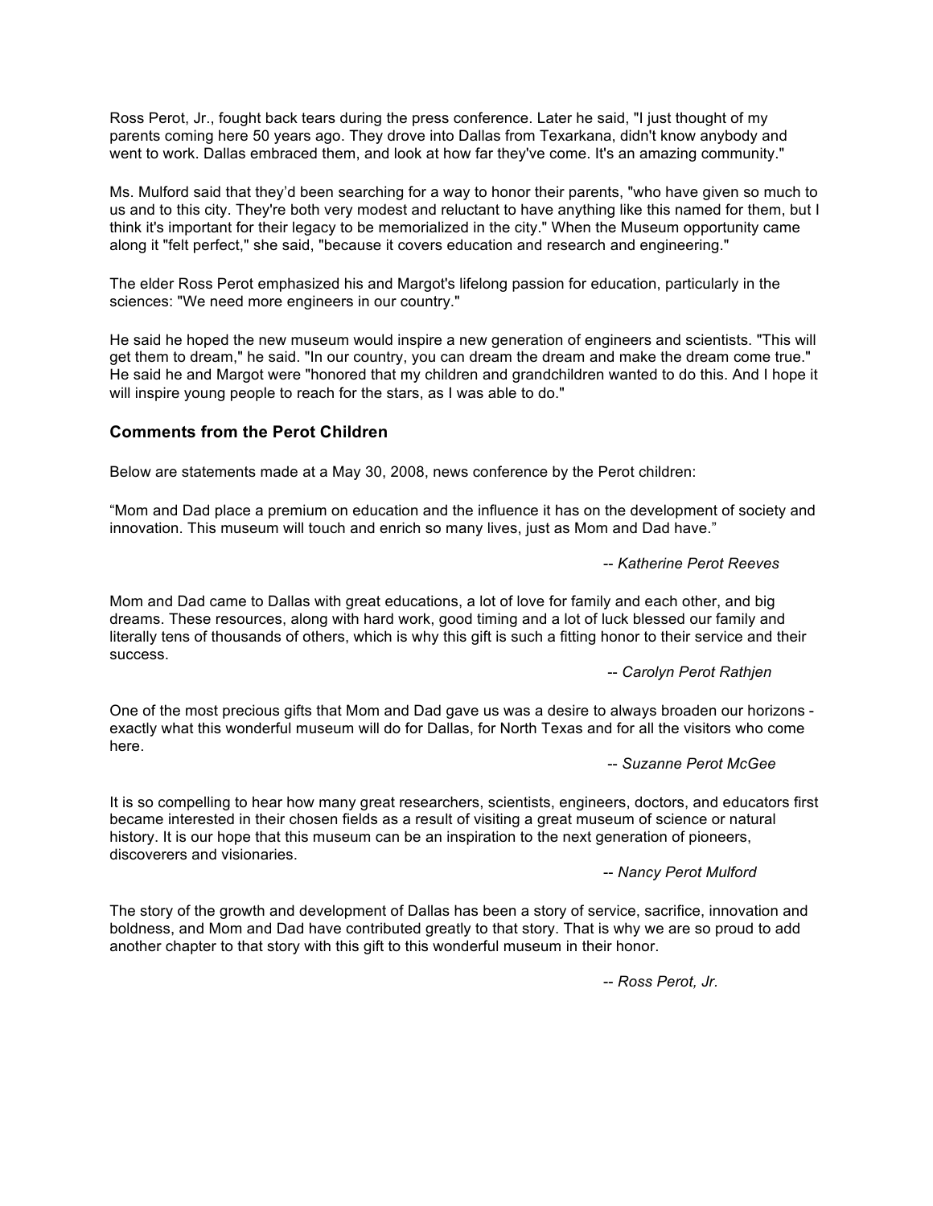Ross Perot, Jr., fought back tears during the press conference. Later he said, "I just thought of my parents coming here 50 years ago. They drove into Dallas from Texarkana, didn't know anybody and went to work. Dallas embraced them, and look at how far they've come. It's an amazing community."

Ms. Mulford said that they'd been searching for a way to honor their parents, "who have given so much to us and to this city. They're both very modest and reluctant to have anything like this named for them, but I think it's important for their legacy to be memorialized in the city." When the Museum opportunity came along it "felt perfect," she said, "because it covers education and research and engineering."

The elder Ross Perot emphasized his and Margot's lifelong passion for education, particularly in the sciences: "We need more engineers in our country."

He said he hoped the new museum would inspire a new generation of engineers and scientists. "This will get them to dream," he said. "In our country, you can dream the dream and make the dream come true." He said he and Margot were "honored that my children and grandchildren wanted to do this. And I hope it will inspire young people to reach for the stars, as I was able to do."

### Comments from the Perot Children

Below are statements made at a May 30, 2008, news conference by the Perot children:

"Mom and Dad place a premium on education and the influence it has on the development of society and innovation. This museum will touch and enrich so many lives, just as Mom and Dad have."

*-- Katherine Perot Reeves*

Mom and Dad came to Dallas with great educations, a lot of love for family and each other, and big dreams. These resources, along with hard work, good timing and a lot of luck blessed our family and literally tens of thousands of others, which is why this gift is such a fitting honor to their service and their success.

*-- Carolyn Perot Rathjen*

One of the most precious gifts that Mom and Dad gave us was a desire to always broaden our horizons - exactly what this wonderful museum will do for Dallas, for North Texas and for all the visitors who come here.

*-- Suzanne Perot McGee*

It is so compelling to hear how many great researchers, scientists, engineers, doctors, and educators first became interested in their chosen fields as a result of visiting a great museum of science or natural history. It is our hope that this museum can be an inspiration to the next generation of pioneers, discoverers and visionaries.

*-- Nancy Perot Mulford*

The story of the growth and development of Dallas has been a story of service, sacrifice, innovation and boldness, and Mom and Dad have contributed greatly to that story. That is why we are so proud to add another chapter to that story with this gift to this wonderful museum in their honor.

*-- Ross Perot, Jr.*